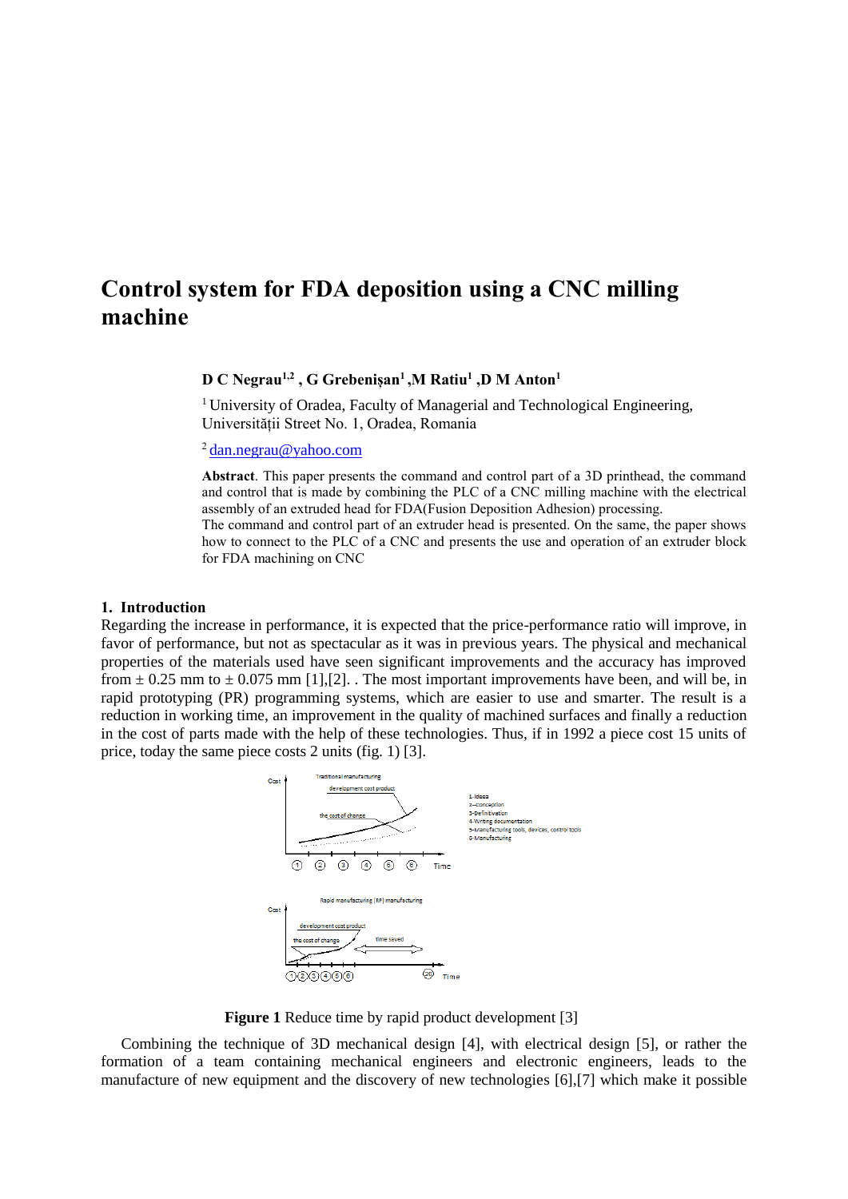# Control system for FDA deposition using a CNC milling machine

**D C Negrau[1,2] , G Grebenișan[1] ,M Ratiu[1] ,D M Anton[1]**

[1] University of Oradea, Faculty of Managerial and Technological Engineering, Universității Street No. 1, Oradea, Romania

[2] dan.negrau@yahoo.com

**Abstract**. This paper presents the command and control part of a 3D printhead, the command and control that is made by combining the PLC of a CNC milling machine with the electrical assembly of an extruded head for FDA(Fusion Deposition Adhesion) processing.
The command and control part of an extruder head is presented. On the same, the paper shows how to connect to the PLC of a CNC and presents the use and operation of an extruder block for FDA machining on CNC

## 1. Introduction

Regarding the increase in performance, it is expected that the price-performance ratio will improve, in favor of performance, but not as spectacular as it was in previous years. The physical and mechanical properties of the materials used have seen significant improvements and the accuracy has improved from ± 0.25 mm to ± 0.075 mm [1],[2]. . The most important improvements have been, and will be, in rapid prototyping (PR) programming systems, which are easier to use and smarter. The result is a reduction in working time, an improvement in the quality of machined surfaces and finally a reduction in the cost of parts made with the help of these technologies. Thus, if in 1992 a piece cost 15 units of price, today the same piece costs 2 units (fig. 1) [3].

**Figure 1** Reduce time by rapid product development [3]

Combining the technique of 3D mechanical design [4], with electrical design [5], or rather the formation of a team containing mechanical engineers and electronic engineers, leads to the manufacture of new equipment and the discovery of new technologies [6],[7] which make it possible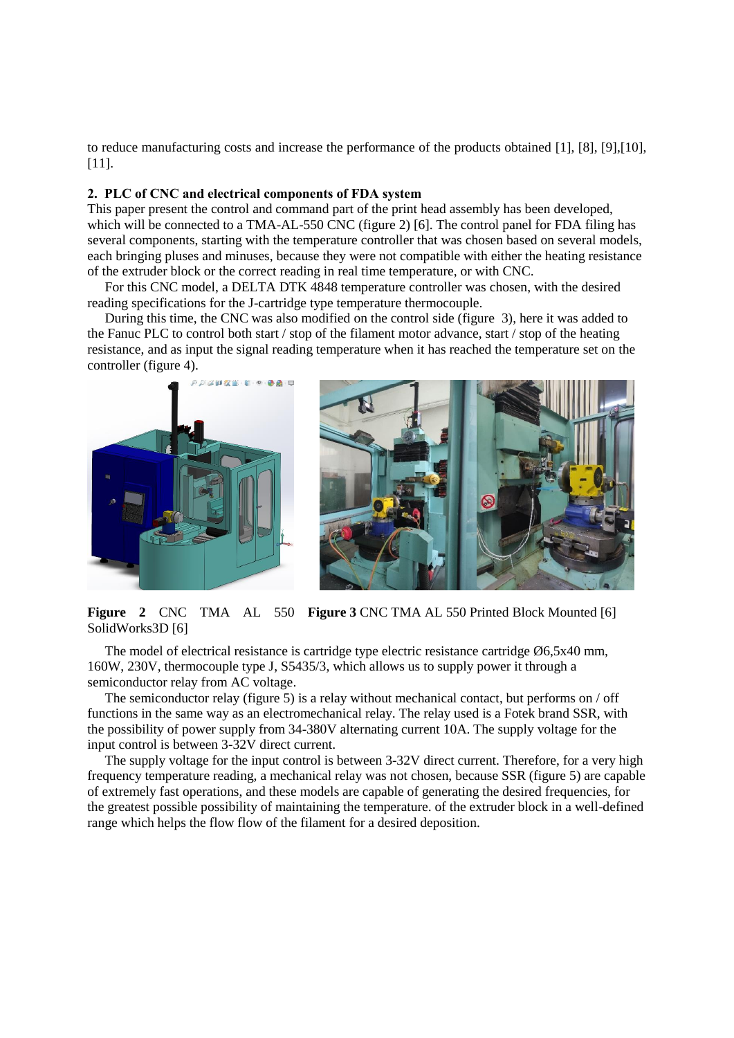to reduce manufacturing costs and increase the performance of the products obtained [1], [8], [9],[10], [11].

## 2. PLC of CNC and electrical components of FDA system

This paper present the control and command part of the print head assembly has been developed, which will be connected to a TMA-AL-550 CNC (figure 2) [6]. The control panel for FDA filing has several components, starting with the temperature controller that was chosen based on several models, each bringing pluses and minuses, because they were not compatible with either the heating resistance of the extruder block or the correct reading in real time temperature, or with CNC.

For this CNC model, a DELTA DTK 4848 temperature controller was chosen, with the desired reading specifications for the J-cartridge type temperature thermocouple.

During this time, the CNC was also modified on the control side (figure 3), here it was added to the Fanuc PLC to control both start / stop of the filament motor advance, start / stop of the heating resistance, and as input the signal reading temperature when it has reached the temperature set on the controller (figure 4).

**Figure 2** CNC TMA AL 550 SolidWorks3D [6]

**Figure 3** CNC TMA AL 550 Printed Block Mounted [6]

The model of electrical resistance is cartridge type electric resistance cartridge Ø6,5x40 mm, 160W, 230V, thermocouple type J, S5435/3, which allows us to supply power it through a semiconductor relay from AC voltage.

The semiconductor relay (figure 5) is a relay without mechanical contact, but performs on / off functions in the same way as an electromechanical relay. The relay used is a Fotek brand SSR, with the possibility of power supply from 34-380V alternating current 10A. The supply voltage for the input control is between 3-32V direct current.

The supply voltage for the input control is between 3-32V direct current. Therefore, for a very high frequency temperature reading, a mechanical relay was not chosen, because SSR (figure 5) are capable of extremely fast operations, and these models are capable of generating the desired frequencies, for the greatest possible possibility of maintaining the temperature. of the extruder block in a well-defined range which helps the flow flow of the filament for a desired deposition.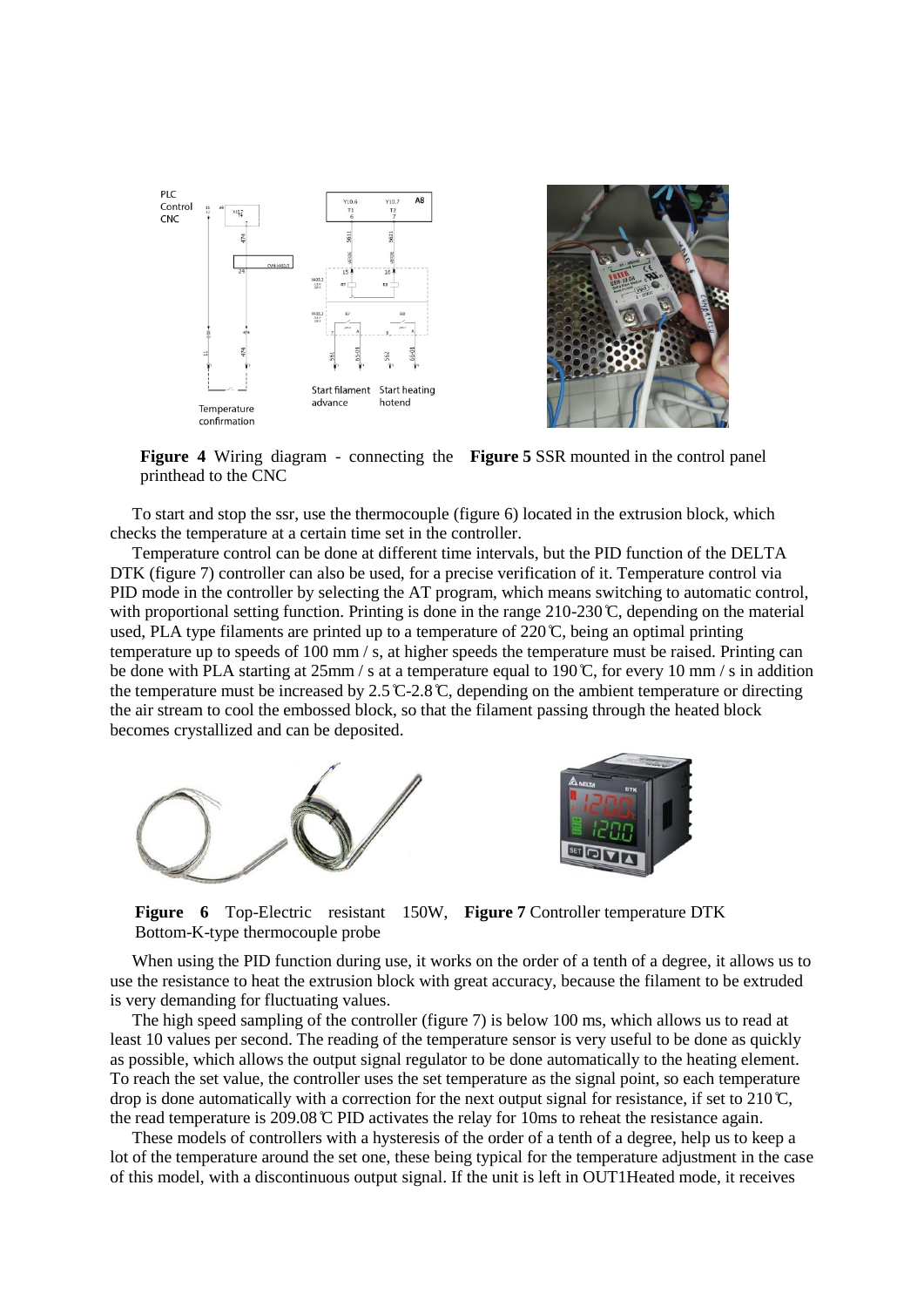**Figure 4** Wiring diagram - connecting the printhead to the CNC

**Figure 5** SSR mounted in the control panel

To start and stop the ssr, use the thermocouple (figure 6) located in the extrusion block, which checks the temperature at a certain time set in the controller.

Temperature control can be done at different time intervals, but the PID function of the DELTA DTK (figure 7) controller can also be used, for a precise verification of it. Temperature control via PID mode in the controller by selecting the AT program, which means switching to automatic control, with proportional setting function. Printing is done in the range 210-230℃, depending on the material used, PLA type filaments are printed up to a temperature of 220℃, being an optimal printing temperature up to speeds of 100 mm / s, at higher speeds the temperature must be raised. Printing can be done with PLA starting at 25mm / s at a temperature equal to 190℃, for every 10 mm / s in addition the temperature must be increased by 2.5℃-2.8℃, depending on the ambient temperature or directing the air stream to cool the embossed block, so that the filament passing through the heated block becomes crystallized and can be deposited.

**Figure 6** Top-Electric resistant 150W, Bottom-K-type thermocouple probe

**Figure 7** Controller temperature DTK

When using the PID function during use, it works on the order of a tenth of a degree, it allows us to use the resistance to heat the extrusion block with great accuracy, because the filament to be extruded is very demanding for fluctuating values.

The high speed sampling of the controller (figure 7) is below 100 ms, which allows us to read at least 10 values per second. The reading of the temperature sensor is very useful to be done as quickly as possible, which allows the output signal regulator to be done automatically to the heating element. To reach the set value, the controller uses the set temperature as the signal point, so each temperature drop is done automatically with a correction for the next output signal for resistance, if set to 210℃, the read temperature is 209.08℃ PID activates the relay for 10ms to reheat the resistance again.

These models of controllers with a hysteresis of the order of a tenth of a degree, help us to keep a lot of the temperature around the set one, these being typical for the temperature adjustment in the case of this model, with a discontinuous output signal. If the unit is left in OUT1Heated mode, it receives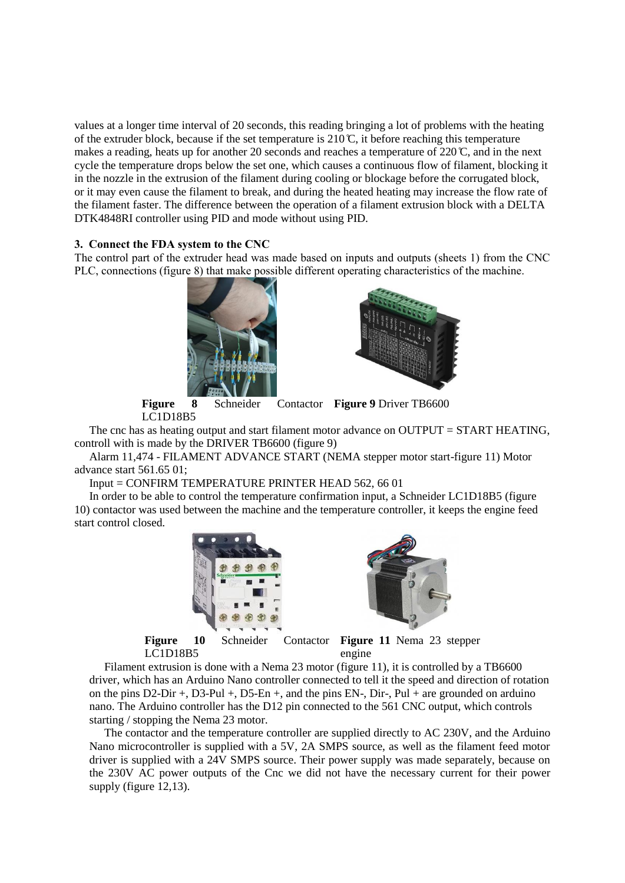values at a longer time interval of 20 seconds, this reading bringing a lot of problems with the heating of the extruder block, because if the set temperature is 210℃, it before reaching this temperature makes a reading, heats up for another 20 seconds and reaches a temperature of 220℃, and in the next cycle the temperature drops below the set one, which causes a continuous flow of filament, blocking it in the nozzle in the extrusion of the filament during cooling or blockage before the corrugated block, or it may even cause the filament to break, and during the heated heating may increase the flow rate of the filament faster. The difference between the operation of a filament extrusion block with a DELTA DTK4848RI controller using PID and mode without using PID.

### 3. Connect the FDA system to the CNC

The control part of the extruder head was made based on inputs and outputs (sheets 1) from the CNC PLC, connections (figure 8) that make possible different operating characteristics of the machine.

**Figure 8** Schneider Contactor LC1D18B5

**Figure 9** Driver TB6600

The cnc has as heating output and start filament motor advance on OUTPUT = START HEATING, controll with is made by the DRIVER TB6600 (figure 9)

Alarm 11,474 - FILAMENT ADVANCE START (NEMA stepper motor start-figure 11) Motor advance start 561.65 01;

Input = CONFIRM TEMPERATURE PRINTER HEAD 562, 66 01

In order to be able to control the temperature confirmation input, a Schneider LC1D18B5 (figure 10) contactor was used between the machine and the temperature controller, it keeps the engine feed start control closed.

**Figure 10** Schneider Contactor LC1D18B5

**Figure 11** Nema 23 stepper engine

Filament extrusion is done with a Nema 23 motor (figure 11), it is controlled by a TB6600 driver, which has an Arduino Nano controller connected to tell it the speed and direction of rotation on the pins D2-Dir +, D3-Pul +, D5-En +, and the pins EN-, Dir-, Pul + are grounded on arduino nano. The Arduino controller has the D12 pin connected to the 561 CNC output, which controls starting / stopping the Nema 23 motor.

The contactor and the temperature controller are supplied directly to AC 230V, and the Arduino Nano microcontroller is supplied with a 5V, 2A SMPS source, as well as the filament feed motor driver is supplied with a 24V SMPS source. Their power supply was made separately, because on the 230V AC power outputs of the Cnc we did not have the necessary current for their power supply (figure 12,13).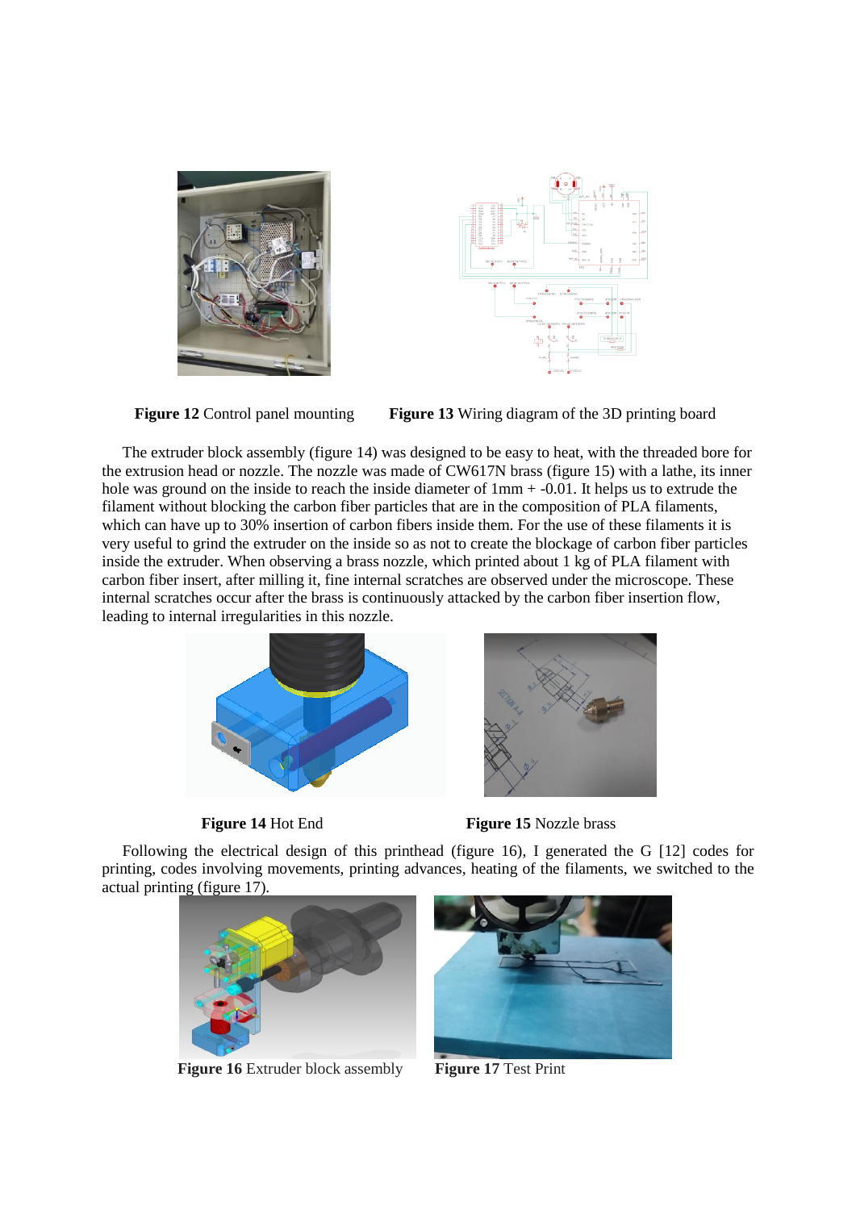**Figure 12** Control panel mounting **Figure 13** Wiring diagram of the 3D printing board

The extruder block assembly (figure 14) was designed to be easy to heat, with the threaded bore for the extrusion head or nozzle. The nozzle was made of CW617N brass (figure 15) with a lathe, its inner hole was ground on the inside to reach the inside diameter of 1mm + -0.01. It helps us to extrude the filament without blocking the carbon fiber particles that are in the composition of PLA filaments, which can have up to 30% insertion of carbon fibers inside them. For the use of these filaments it is very useful to grind the extruder on the inside so as not to create the blockage of carbon fiber particles inside the extruder. When observing a brass nozzle, which printed about 1 kg of PLA filament with carbon fiber insert, after milling it, fine internal scratches are observed under the microscope. These internal scratches occur after the brass is continuously attacked by the carbon fiber insertion flow, leading to internal irregularities in this nozzle.

**Figure 14** Hot End **Figure 15** Nozzle brass

Following the electrical design of this printhead (figure 16), I generated the G [12] codes for printing, codes involving movements, printing advances, heating of the filaments, we switched to the actual printing (figure 17).

**Figure 16** Extruder block assembly **Figure 17** Test Print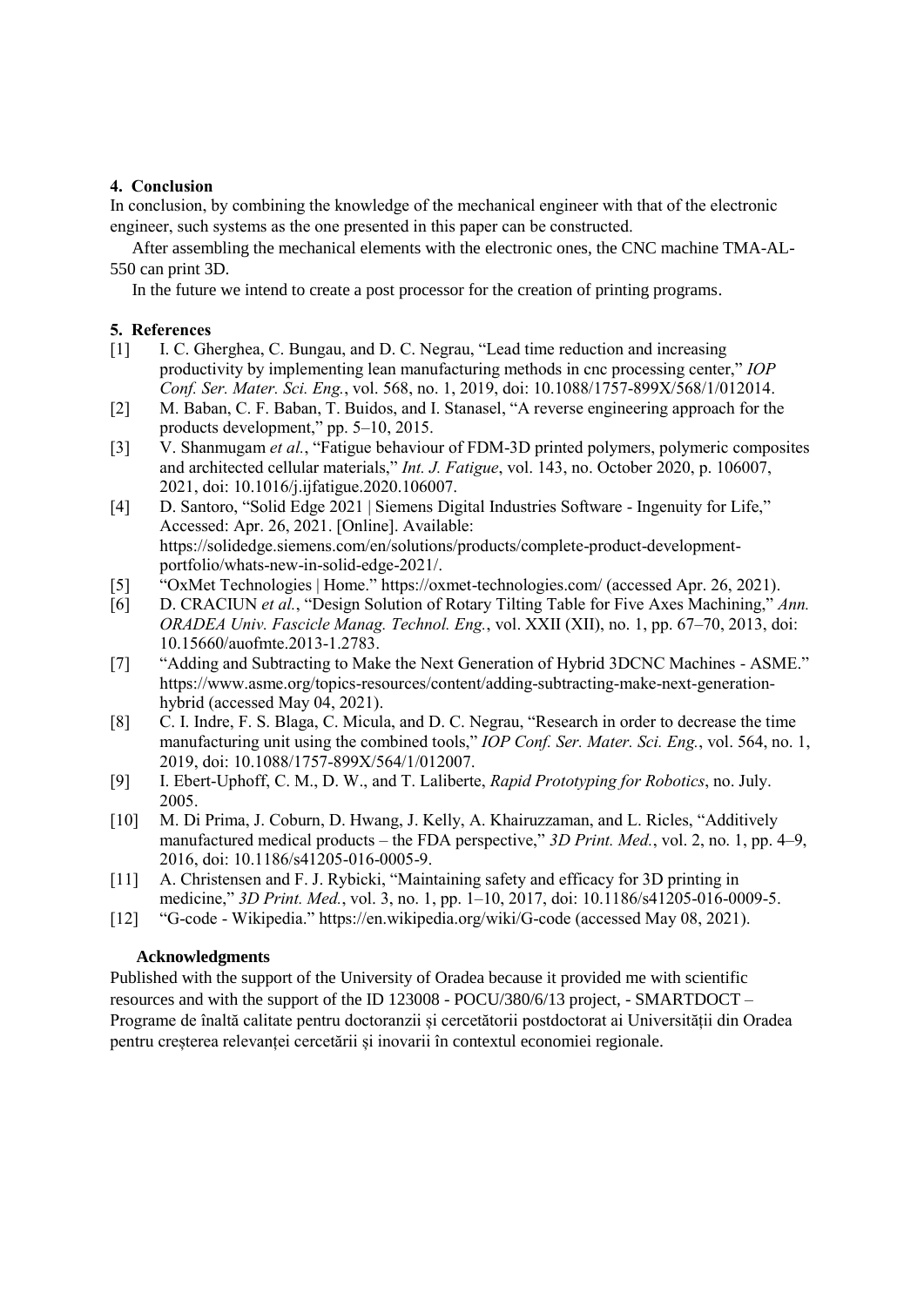## 4. Conclusion

In conclusion, by combining the knowledge of the mechanical engineer with that of the electronic engineer, such systems as the one presented in this paper can be constructed.

After assembling the mechanical elements with the electronic ones, the CNC machine TMA-AL-550 can print 3D.

In the future we intend to create a post processor for the creation of printing programs.

## 5. References

[1] I. C. Gherghea, C. Bungau, and D. C. Negrau, "Lead time reduction and increasing productivity by implementing lean manufacturing methods in cnc processing center," *IOP Conf. Ser. Mater. Sci. Eng.*, vol. 568, no. 1, 2019, doi: 10.1088/1757-899X/568/1/012014.

[2] M. Baban, C. F. Baban, T. Buidos, and I. Stanasel, "A reverse engineering approach for the products development," pp. 5–10, 2015.

[3] V. Shanmugam *et al.*, "Fatigue behaviour of FDM-3D printed polymers, polymeric composites and architected cellular materials," *Int. J. Fatigue*, vol. 143, no. October 2020, p. 106007, 2021, doi: 10.1016/j.ijfatigue.2020.106007.

[4] D. Santoro, "Solid Edge 2021 | Siemens Digital Industries Software - Ingenuity for Life," Accessed: Apr. 26, 2021. [Online]. Available: https://solidedge.siemens.com/en/solutions/products/complete-product-development-portfolio/whats-new-in-solid-edge-2021/.

[5] "OxMet Technologies | Home." https://oxmet-technologies.com/ (accessed Apr. 26, 2021).

[6] D. CRACIUN *et al.*, "Design Solution of Rotary Tilting Table for Five Axes Machining," *Ann. ORADEA Univ. Fascicle Manag. Technol. Eng.*, vol. XXII (XII), no. 1, pp. 67–70, 2013, doi: 10.15660/auofmte.2013-1.2783.

[7] "Adding and Subtracting to Make the Next Generation of Hybrid 3DCNC Machines - ASME." https://www.asme.org/topics-resources/content/adding-subtracting-make-next-generation-hybrid (accessed May 04, 2021).

[8] C. I. Indre, F. S. Blaga, C. Micula, and D. C. Negrau, "Research in order to decrease the time manufacturing unit using the combined tools," *IOP Conf. Ser. Mater. Sci. Eng.*, vol. 564, no. 1, 2019, doi: 10.1088/1757-899X/564/1/012007.

[9] I. Ebert-Uphoff, C. M., D. W., and T. Laliberte, *Rapid Prototyping for Robotics*, no. July. 2005.

[10] M. Di Prima, J. Coburn, D. Hwang, J. Kelly, A. Khairuzzaman, and L. Ricles, "Additively manufactured medical products – the FDA perspective," *3D Print. Med.*, vol. 2, no. 1, pp. 4–9, 2016, doi: 10.1186/s41205-016-0005-9.

[11] A. Christensen and F. J. Rybicki, "Maintaining safety and efficacy for 3D printing in medicine," *3D Print. Med.*, vol. 3, no. 1, pp. 1–10, 2017, doi: 10.1186/s41205-016-0009-5.

[12] "G-code - Wikipedia." https://en.wikipedia.org/wiki/G-code (accessed May 08, 2021).

### Acknowledgments

Published with the support of the University of Oradea because it provided me with scientific resources and with the support of the ID 123008 - POCU/380/6/13 project, - SMARTDOCT – Programe de înaltă calitate pentru doctoranzii și cercetătorii postdoctorat ai Universității din Oradea pentru creșterea relevanței cercetării și inovarii în contextul economiei regionale.